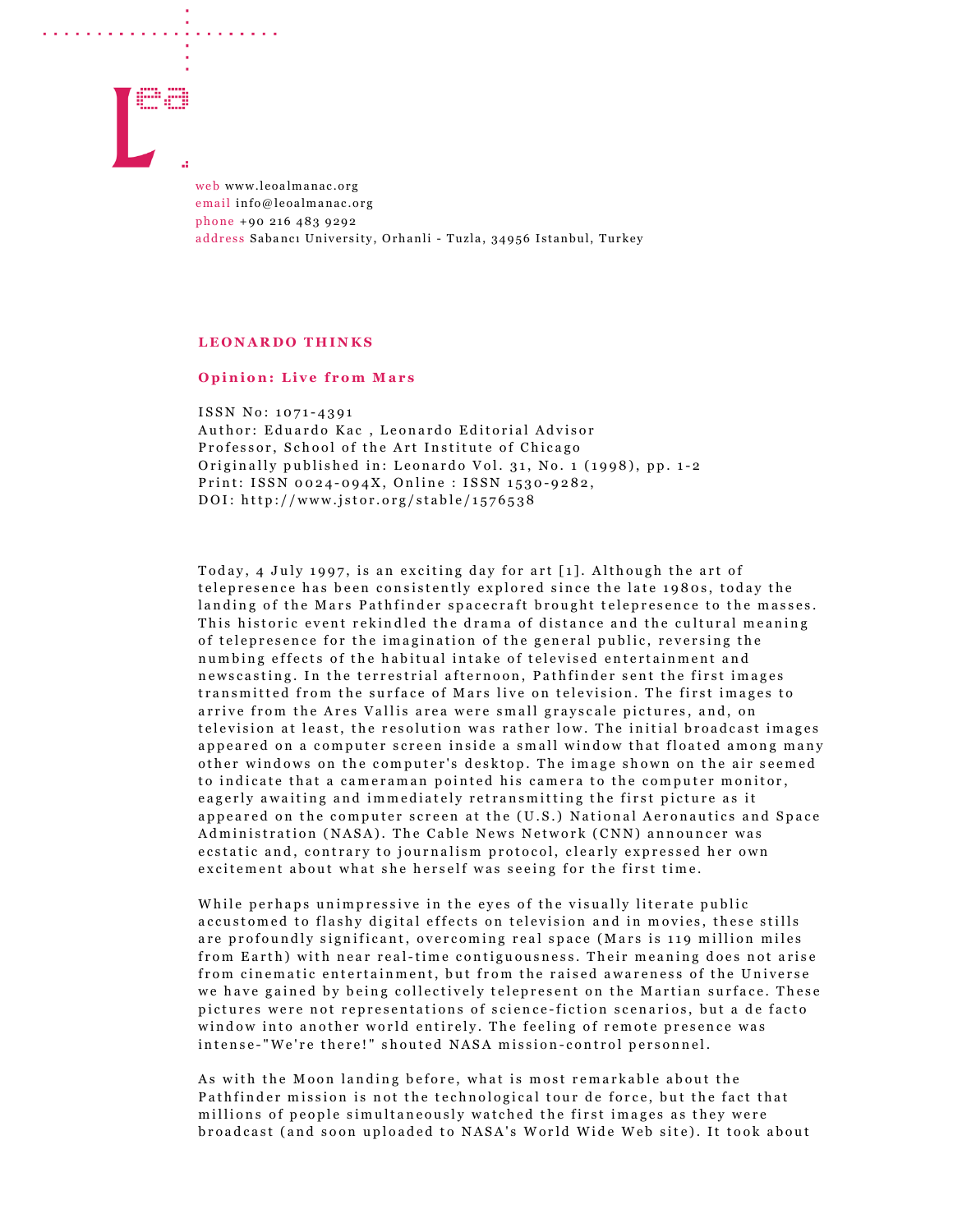web www.leoalmanac.org
email info@leoalmanac.org
phone +90 216 483 9292
address Sabancı University, Orhanli - Tuzla, 34956 Istanbul, Turkey

## LEONARDO THINKS

### Opinion: Live from Mars

ISSN No: 1071-4391
Author: Eduardo Kac , Leonardo Editorial Advisor
Professor, School of the Art Institute of Chicago
Originally published in: Leonardo Vol. 31, No. 1 (1998), pp. 1-2
Print: ISSN 0024-094X, Online : ISSN 1530-9282,
DOI: http://www.jstor.org/stable/1576538

Today, 4 July 1997, is an exciting day for art [1]. Although the art of telepresence has been consistently explored since the late 1980s, today the landing of the Mars Pathfinder spacecraft brought telepresence to the masses. This historic event rekindled the drama of distance and the cultural meaning of telepresence for the imagination of the general public, reversing the numbing effects of the habitual intake of televised entertainment and newscasting. In the terrestrial afternoon, Pathfinder sent the first images transmitted from the surface of Mars live on television. The first images to arrive from the Ares Vallis area were small grayscale pictures, and, on television at least, the resolution was rather low. The initial broadcast images appeared on a computer screen inside a small window that floated among many other windows on the computer's desktop. The image shown on the air seemed to indicate that a cameraman pointed his camera to the computer monitor, eagerly awaiting and immediately retransmitting the first picture as it appeared on the computer screen at the (U.S.) National Aeronautics and Space Administration (NASA). The Cable News Network (CNN) announcer was ecstatic and, contrary to journalism protocol, clearly expressed her own excitement about what she herself was seeing for the first time.

While perhaps unimpressive in the eyes of the visually literate public accustomed to flashy digital effects on television and in movies, these stills are profoundly significant, overcoming real space (Mars is 119 million miles from Earth) with near real-time contiguousness. Their meaning does not arise from cinematic entertainment, but from the raised awareness of the Universe we have gained by being collectively telepresent on the Martian surface. These pictures were not representations of science-fiction scenarios, but a de facto window into another world entirely. The feeling of remote presence was intense-"We're there!" shouted NASA mission-control personnel.

As with the Moon landing before, what is most remarkable about the Pathfinder mission is not the technological tour de force, but the fact that millions of people simultaneously watched the first images as they were broadcast (and soon uploaded to NASA's World Wide Web site). It took about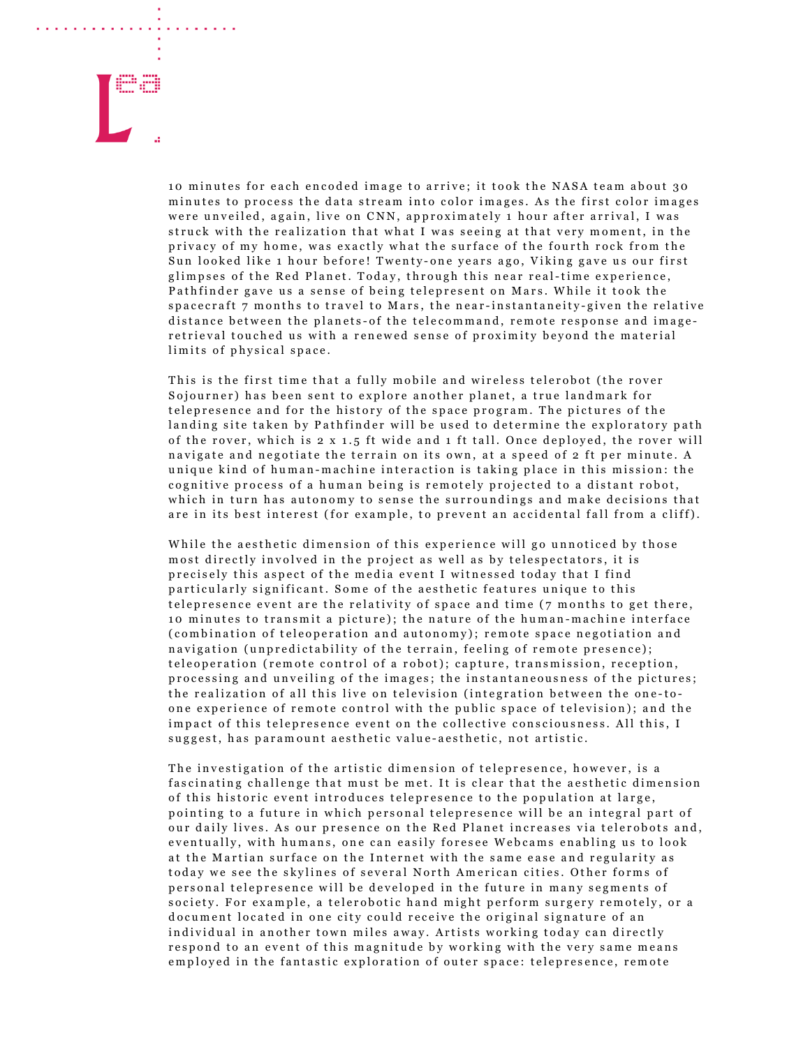10 minutes for each encoded image to arrive; it took the NASA team about 30 minutes to process the data stream into color images. As the first color images were unveiled, again, live on CNN, approximately 1 hour after arrival, I was struck with the realization that what I was seeing at that very moment, in the privacy of my home, was exactly what the surface of the fourth rock from the Sun looked like 1 hour before! Twenty-one years ago, Viking gave us our first glimpses of the Red Planet. Today, through this near real-time experience, Pathfinder gave us a sense of being telepresent on Mars. While it took the spacecraft 7 months to travel to Mars, the near-instantaneity-given the relative distance between the planets-of the telecommand, remote response and image-retrieval touched us with a renewed sense of proximity beyond the material limits of physical space.

This is the first time that a fully mobile and wireless telerobot (the rover Sojourner) has been sent to explore another planet, a true landmark for telepresence and for the history of the space program. The pictures of the landing site taken by Pathfinder will be used to determine the exploratory path of the rover, which is 2 x 1.5 ft wide and 1 ft tall. Once deployed, the rover will navigate and negotiate the terrain on its own, at a speed of 2 ft per minute. A unique kind of human-machine interaction is taking place in this mission: the cognitive process of a human being is remotely projected to a distant robot, which in turn has autonomy to sense the surroundings and make decisions that are in its best interest (for example, to prevent an accidental fall from a cliff).

While the aesthetic dimension of this experience will go unnoticed by those most directly involved in the project as well as by telespectators, it is precisely this aspect of the media event I witnessed today that I find particularly significant. Some of the aesthetic features unique to this telepresence event are the relativity of space and time (7 months to get there, 10 minutes to transmit a picture); the nature of the human-machine interface (combination of teleoperation and autonomy); remote space negotiation and navigation (unpredictability of the terrain, feeling of remote presence); teleoperation (remote control of a robot); capture, transmission, reception, processing and unveiling of the images; the instantaneousness of the pictures; the realization of all this live on television (integration between the one-to-one experience of remote control with the public space of television); and the impact of this telepresence event on the collective consciousness. All this, I suggest, has paramount aesthetic value-aesthetic, not artistic.

The investigation of the artistic dimension of telepresence, however, is a fascinating challenge that must be met. It is clear that the aesthetic dimension of this historic event introduces telepresence to the population at large, pointing to a future in which personal telepresence will be an integral part of our daily lives. As our presence on the Red Planet increases via telerobots and, eventually, with humans, one can easily foresee Webcams enabling us to look at the Martian surface on the Internet with the same ease and regularity as today we see the skylines of several North American cities. Other forms of personal telepresence will be developed in the future in many segments of society. For example, a telerobotic hand might perform surgery remotely, or a document located in one city could receive the original signature of an individual in another town miles away. Artists working today can directly respond to an event of this magnitude by working with the very same means employed in the fantastic exploration of outer space: telepresence, remote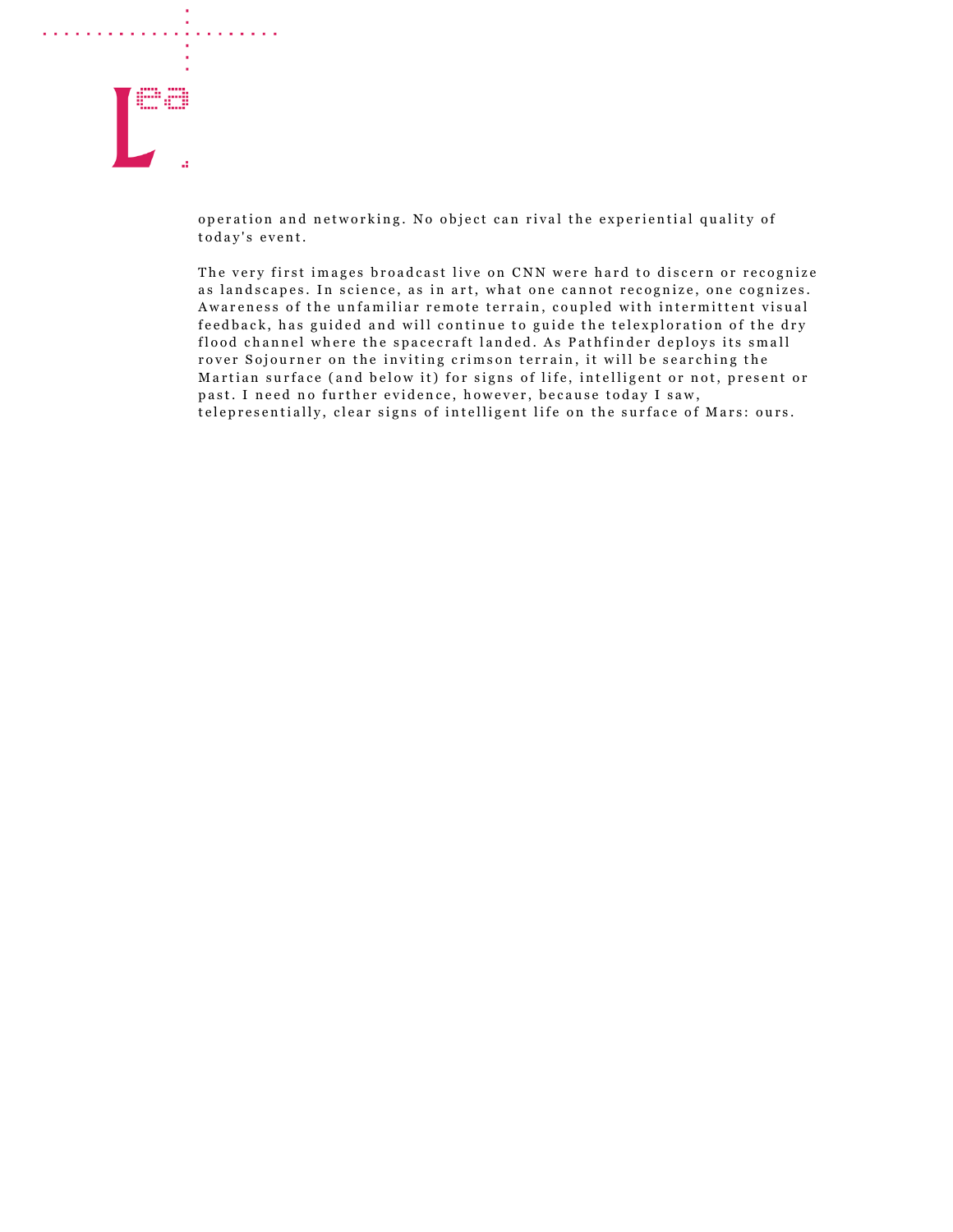operation and networking. No object can rival the experiential quality of today's event.

The very first images broadcast live on CNN were hard to discern or recognize as landscapes. In science, as in art, what one cannot recognize, one cognizes. Awareness of the unfamiliar remote terrain, coupled with intermittent visual feedback, has guided and will continue to guide the telexploration of the dry flood channel where the spacecraft landed. As Pathfinder deploys its small rover Sojourner on the inviting crimson terrain, it will be searching the Martian surface (and below it) for signs of life, intelligent or not, present or past. I need no further evidence, however, because today I saw, telepresentially, clear signs of intelligent life on the surface of Mars: ours.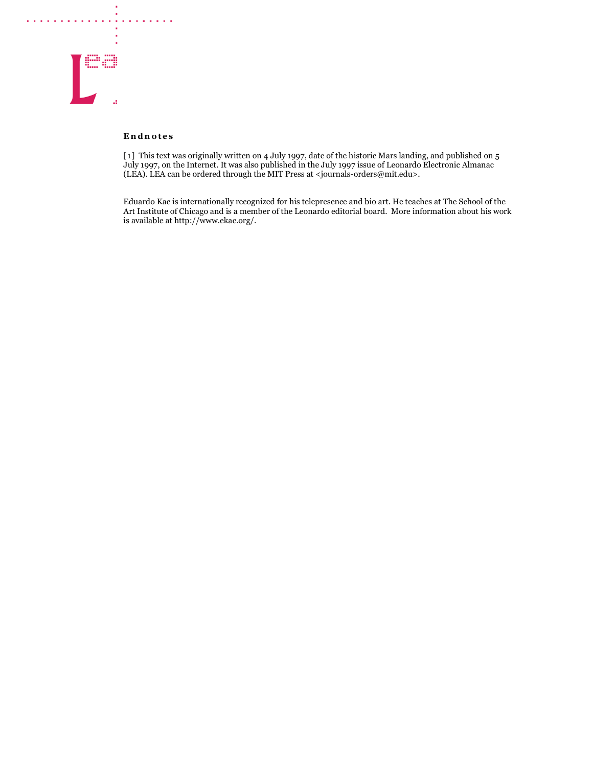### Endnotes

[1] This text was originally written on 4 July 1997, date of the historic Mars landing, and published on 5 July 1997, on the Internet. It was also published in the July 1997 issue of Leonardo Electronic Almanac (LEA). LEA can be ordered through the MIT Press at <journals-orders@mit.edu>.

Eduardo Kac is internationally recognized for his telepresence and bio art. He teaches at The School of the Art Institute of Chicago and is a member of the Leonardo editorial board. More information about his work is available at http://www.ekac.org/.